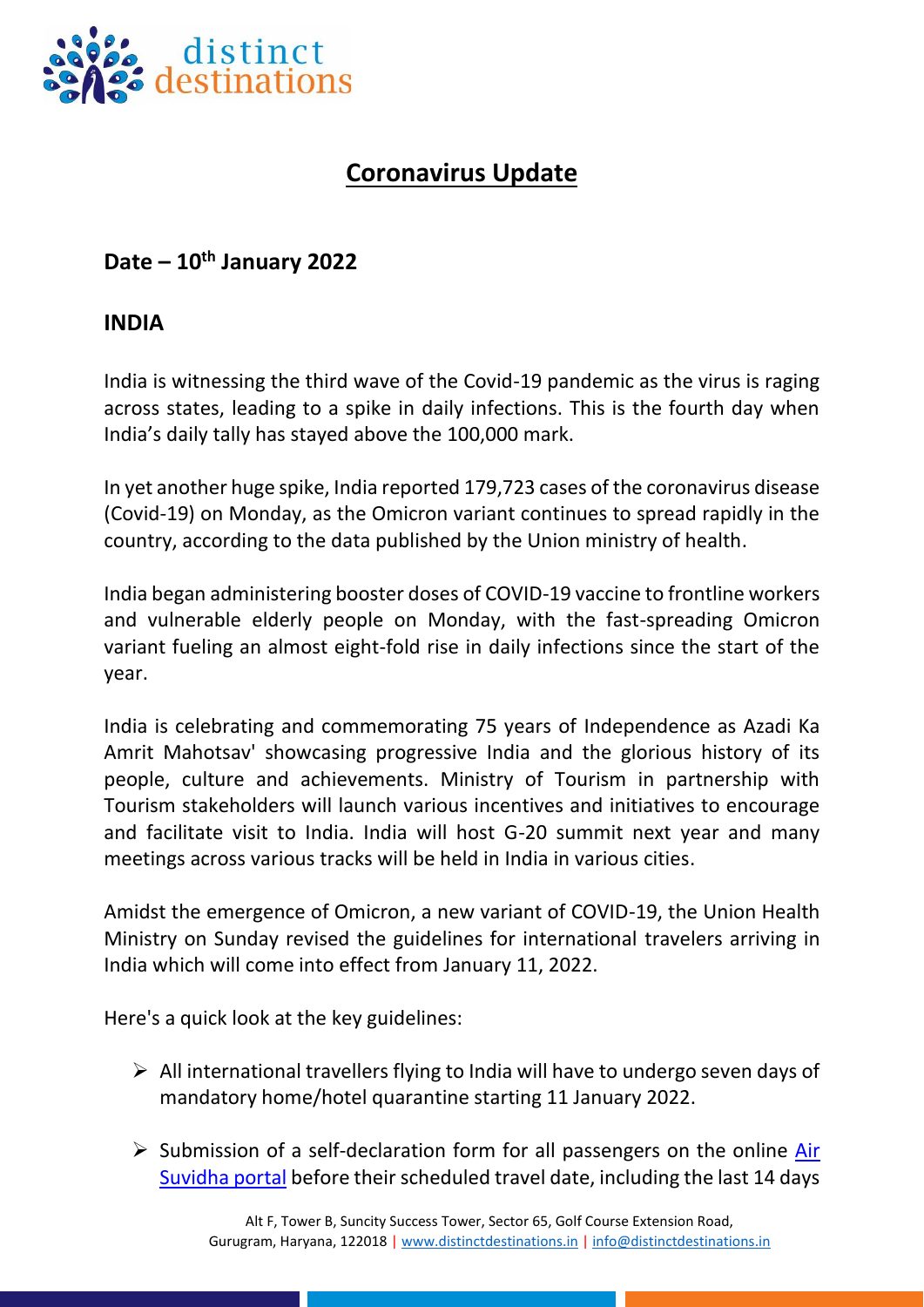# Coronavirus Update

## Date – 10th January 2022

## INDIA

India is witnessing the third wave of the Covid-19 pandemic as the virus is raging across states, leading to a spike in daily infections. This is the fourth day when India's daily tally has stayed above the 100,000 mark.

In yet another huge spike, India reported 179,723 cases of the coronavirus disease (Covid-19) on Monday, as the Omicron variant continues to spread rapidly in the country, according to the data published by the Union ministry of health.

India began administering booster doses of COVID-19 vaccine to frontline workers and vulnerable elderly people on Monday, with the fast-spreading Omicron variant fueling an almost eight-fold rise in daily infections since the start of the year.

India is celebrating and commemorating 75 years of Independence as Azadi Ka Amrit Mahotsav' showcasing progressive India and the glorious history of its people, culture and achievements. Ministry of Tourism in partnership with Tourism stakeholders will launch various incentives and initiatives to encourage and facilitate visit to India. India will host G-20 summit next year and many meetings across various tracks will be held in India in various cities.

Amidst the emergence of Omicron, a new variant of COVID-19, the Union Health Ministry on Sunday revised the guidelines for international travelers arriving in India which will come into effect from January 11, 2022.

Here's a quick look at the key guidelines:

- All international travellers flying to India will have to undergo seven days of mandatory home/hotel quarantine starting 11 January 2022.
- Submission of a self-declaration form for all passengers on the online [Air Suvidha portal]() before their scheduled travel date, including the last 14 days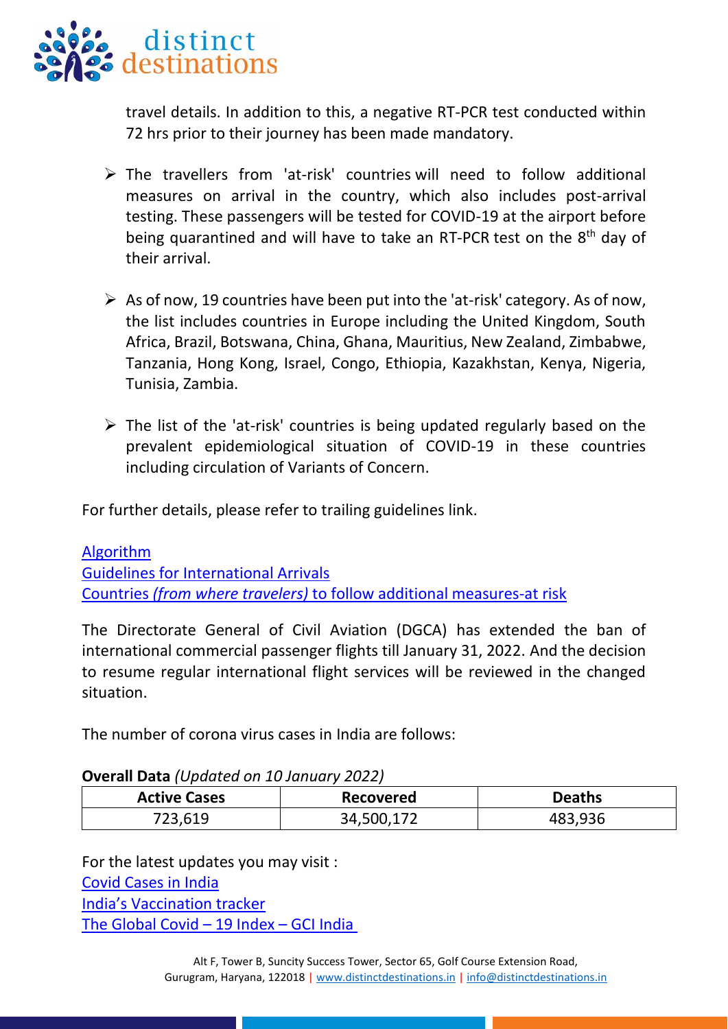travel details. In addition to this, a negative RT-PCR test conducted within 72 hrs prior to their journey has been made mandatory.

- The travellers from 'at-risk' countries will need to follow additional measures on arrival in the country, which also includes post-arrival testing. These passengers will be tested for COVID-19 at the airport before being quarantined and will have to take an RT-PCR test on the 8th day of their arrival.

- As of now, 19 countries have been put into the 'at-risk' category. As of now, the list includes countries in Europe including the United Kingdom, South Africa, Brazil, Botswana, China, Ghana, Mauritius, New Zealand, Zimbabwe, Tanzania, Hong Kong, Israel, Congo, Ethiopia, Kazakhstan, Kenya, Nigeria, Tunisia, Zambia.

- The list of the 'at-risk' countries is being updated regularly based on the prevalent epidemiological situation of COVID-19 in these countries including circulation of Variants of Concern.

For further details, please refer to trailing guidelines link.

Algorithm
Guidelines for International Arrivals
Countries *(from where travelers)* to follow additional measures-at risk

The Directorate General of Civil Aviation (DGCA) has extended the ban of international commercial passenger flights till January 31, 2022. And the decision to resume regular international flight services will be reviewed in the changed situation.

The number of corona virus cases in India are follows:

**Overall Data** *(Updated on 10 January 2022)*

| Active Cases | Recovered | Deaths |
|---|---|---|
| 723,619 | 34,500,172 | 483,936 |

For the latest updates you may visit :
Covid Cases in India
India's Vaccination tracker
The Global Covid – 19 Index – GCI India

Alt F, Tower B, Suncity Success Tower, Sector 65, Golf Course Extension Road, Gurugram, Haryana, 122018 | www.distinctdestinations.in | info@distinctdestinations.in